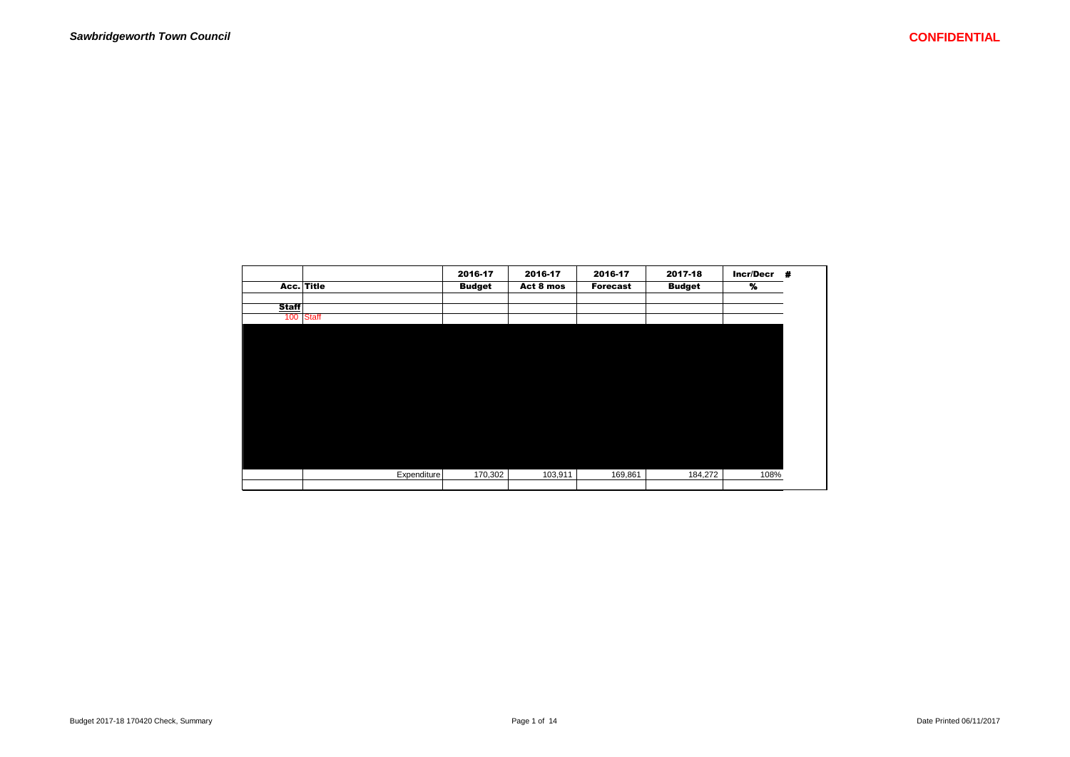*Sawbridgeworth Town Council*

**CONFIDENTIAL**

| | | 2016-17 | 2016-17 | 2016-17 | 2017-18 | Incr/Decr | # |
|---|---|---|---|---|---|---|---|
| **Acc.** | **Title** | **Budget** | **Act 8 mos** | **Forecast** | **Budget** | **%** | |
| | | | | | | | |
| **Staff** | | | | | | | |
| 100 | Staff | | | | | | |
| | Expenditure | 170,302 | 103,911 | 169,861 | 184,272 | 108% | |
| | | | | | | | |

Budget 2017-18 170420 Check, Summary

Date Printed 06/11/2017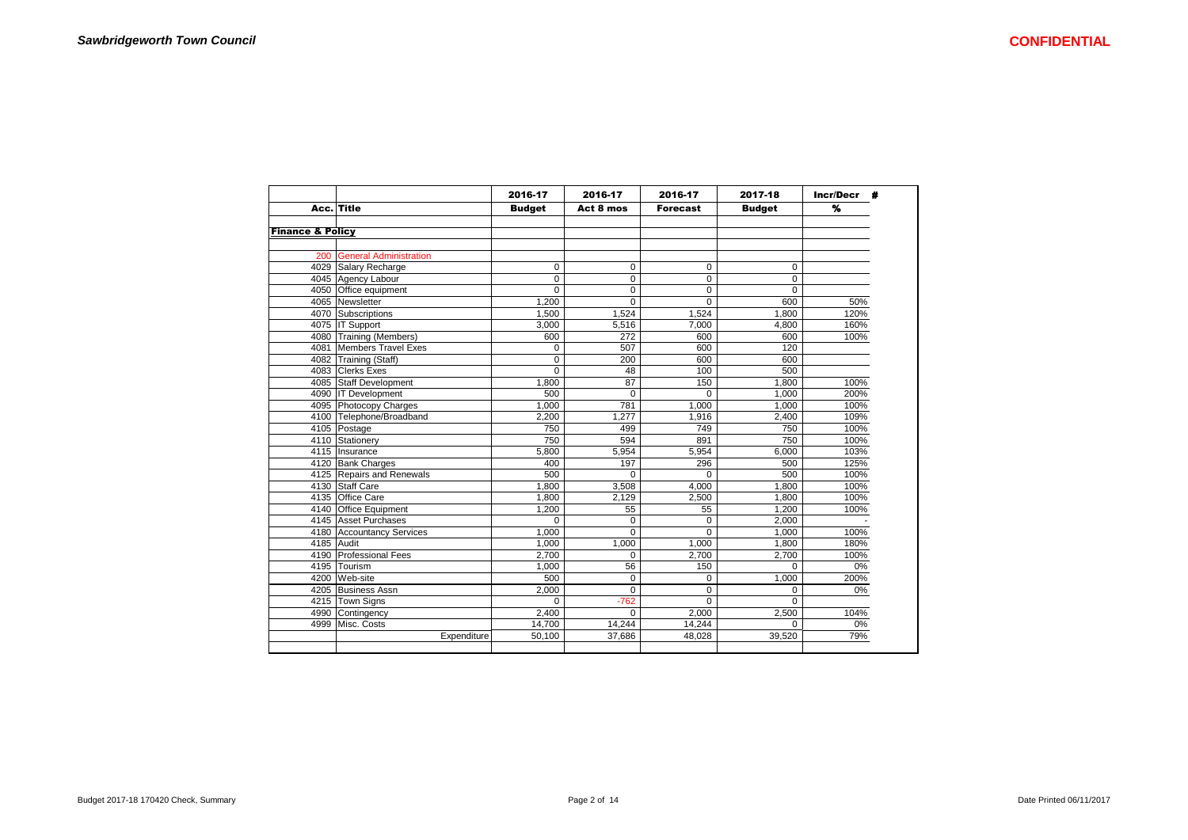*Sawbridgeworth Town Council*

**CONFIDENTIAL**

| Acc. | Title | 2016-17 Budget | 2016-17 Act 8 mos | 2016-17 Forecast | 2017-18 Budget | Incr/Decr % |
|---|---|---|---|---|---|---|
| **Finance & Policy** | | | | | | |
| 200 | General Administration | | | | | |
| 4029 | Salary Recharge | 0 | 0 | 0 | 0 | |
| 4045 | Agency Labour | 0 | 0 | 0 | 0 | |
| 4050 | Office equipment | 0 | 0 | 0 | 0 | |
| 4065 | Newsletter | 1,200 | 0 | 0 | 600 | 50% |
| 4070 | Subscriptions | 1,500 | 1,524 | 1,524 | 1,800 | 120% |
| 4075 | IT Support | 3,000 | 5,516 | 7,000 | 4,800 | 160% |
| 4080 | Training (Members) | 600 | 272 | 600 | 600 | 100% |
| 4081 | Members Travel Exes | 0 | 507 | 600 | 120 | |
| 4082 | Training (Staff) | 0 | 200 | 600 | 600 | |
| 4083 | Clerks Exes | 0 | 48 | 100 | 500 | |
| 4085 | Staff Development | 1,800 | 87 | 150 | 1,800 | 100% |
| 4090 | IT Development | 500 | 0 | 0 | 1,000 | 200% |
| 4095 | Photocopy Charges | 1,000 | 781 | 1,000 | 1,000 | 100% |
| 4100 | Telephone/Broadband | 2,200 | 1,277 | 1,916 | 2,400 | 109% |
| 4105 | Postage | 750 | 499 | 749 | 750 | 100% |
| 4110 | Stationery | 750 | 594 | 891 | 750 | 100% |
| 4115 | Insurance | 5,800 | 5,954 | 5,954 | 6,000 | 103% |
| 4120 | Bank Charges | 400 | 197 | 296 | 500 | 125% |
| 4125 | Repairs and Renewals | 500 | 0 | 0 | 500 | 100% |
| 4130 | Staff Care | 1,800 | 3,508 | 4,000 | 1,800 | 100% |
| 4135 | Office Care | 1,800 | 2,129 | 2,500 | 1,800 | 100% |
| 4140 | Office Equipment | 1,200 | 55 | 55 | 1,200 | 100% |
| 4145 | Asset Purchases | 0 | 0 | 0 | 2,000 | - |
| 4180 | Accountancy Services | 1,000 | 0 | 0 | 1,000 | 100% |
| 4185 | Audit | 1,000 | 1,000 | 1,000 | 1,800 | 180% |
| 4190 | Professional Fees | 2,700 | 0 | 2,700 | 2,700 | 100% |
| 4195 | Tourism | 1,000 | 56 | 150 | 0 | 0% |
| 4200 | Web-site | 500 | 0 | 0 | 1,000 | 200% |
| 4205 | Business Assn | 2,000 | 0 | 0 | 0 | 0% |
| 4215 | Town Signs | 0 | -762 | 0 | 0 | |
| 4990 | Contingency | 2,400 | 0 | 2,000 | 2,500 | 104% |
| 4999 | Misc. Costs | 14,700 | 14,244 | 14,244 | 0 | 0% |
| | Expenditure | 50,100 | 37,686 | 48,028 | 39,520 | 79% |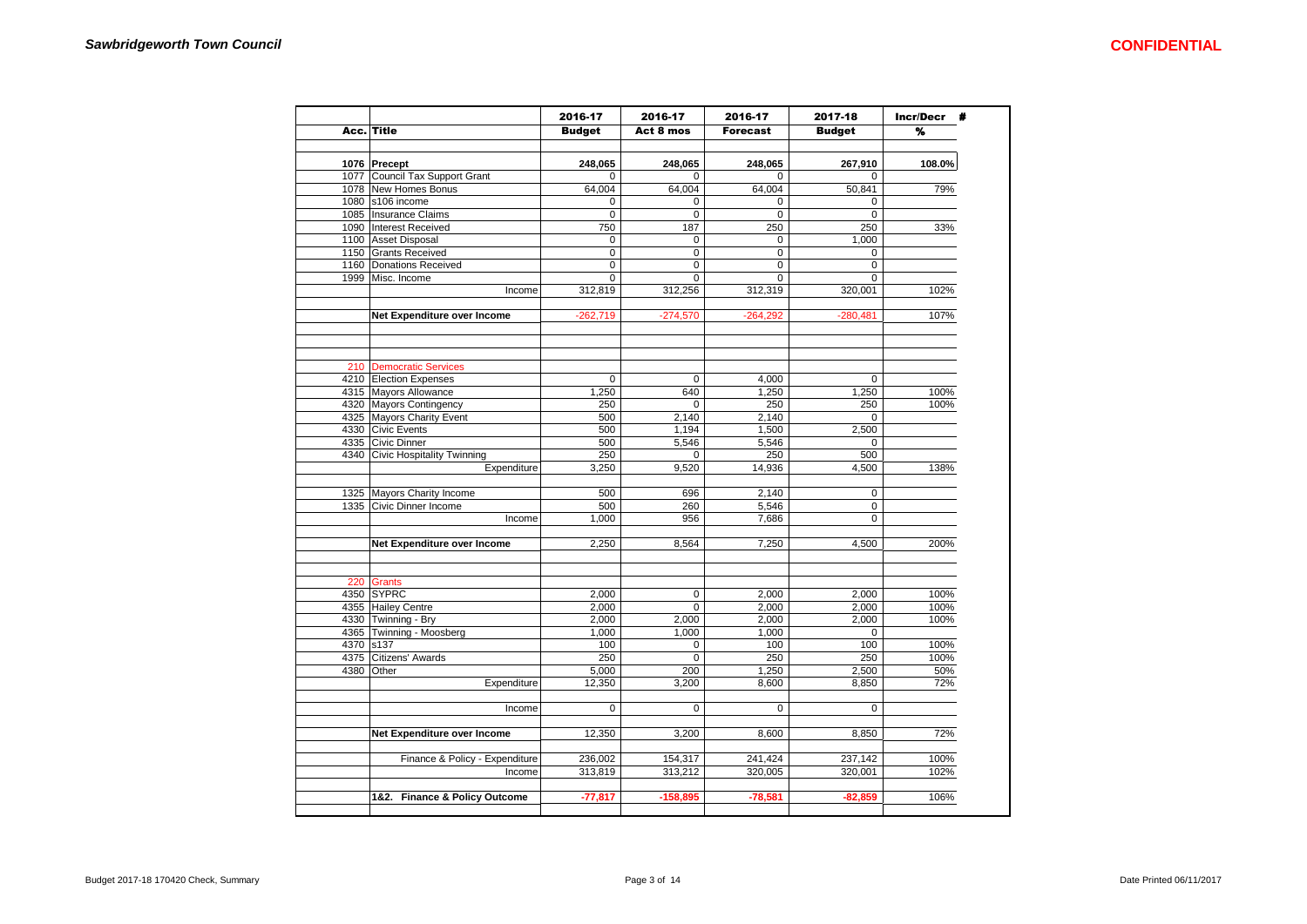*Sawbridgeworth Town Council* **CONFIDENTIAL**

| Acc. | Title | 2016-17 Budget | 2016-17 Act 8 mos | 2016-17 Forecast | 2017-18 Budget | Incr/Decr % |
|---|---|---|---|---|---|---|
| 1076 | **Precept** | **248,065** | **248,065** | **248,065** | **267,910** | **108.0%** |
| 1077 | Council Tax Support Grant | 0 | 0 | 0 | 0 | |
| 1078 | New Homes Bonus | 64,004 | 64,004 | 64,004 | 50,841 | 79% |
| 1080 | s106 income | 0 | 0 | 0 | 0 | |
| 1085 | Insurance Claims | 0 | 0 | 0 | 0 | |
| 1090 | Interest Received | 750 | 187 | 250 | 250 | 33% |
| 1100 | Asset Disposal | 0 | 0 | 0 | 1,000 | |
| 1150 | Grants Received | 0 | 0 | 0 | 0 | |
| 1160 | Donations Received | 0 | 0 | 0 | 0 | |
| 1999 | Misc. Income | 0 | 0 | 0 | 0 | |
| | Income | 312,819 | 312,256 | 312,319 | 320,001 | 102% |
| | **Net Expenditure over Income** | -262,719 | -274,570 | -264,292 | -280,481 | 107% |
| | | | | | | |
| 210 | Democratic Services | | | | | |
| 4210 | Election Expenses | 0 | 0 | 4,000 | 0 | |
| 4315 | Mayors Allowance | 1,250 | 640 | 1,250 | 1,250 | 100% |
| 4320 | Mayors Contingency | 250 | 0 | 250 | 250 | 100% |
| 4325 | Mayors Charity Event | 500 | 2,140 | 2,140 | 0 | |
| 4330 | Civic Events | 500 | 1,194 | 1,500 | 2,500 | |
| 4335 | Civic Dinner | 500 | 5,546 | 5,546 | 0 | |
| 4340 | Civic Hospitality Twinning | 250 | 0 | 250 | 500 | |
| | Expenditure | 3,250 | 9,520 | 14,936 | 4,500 | 138% |
| 1325 | Mayors Charity Income | 500 | 696 | 2,140 | 0 | |
| 1335 | Civic Dinner Income | 500 | 260 | 5,546 | 0 | |
| | Income | 1,000 | 956 | 7,686 | 0 | |
| | **Net Expenditure over Income** | 2,250 | 8,564 | 7,250 | 4,500 | 200% |
| | | | | | | |
| 220 | Grants | | | | | |
| 4350 | SYPRC | 2,000 | 0 | 2,000 | 2,000 | 100% |
| 4355 | Hailey Centre | 2,000 | 0 | 2,000 | 2,000 | 100% |
| 4330 | Twinning - Bry | 2,000 | 2,000 | 2,000 | 2,000 | 100% |
| 4365 | Twinning - Moosberg | 1,000 | 1,000 | 1,000 | 0 | |
| 4370 | s137 | 100 | 0 | 100 | 100 | 100% |
| 4375 | Citizens' Awards | 250 | 0 | 250 | 250 | 100% |
| 4380 | Other | 5,000 | 200 | 1,250 | 2,500 | 50% |
| | Expenditure | 12,350 | 3,200 | 8,600 | 8,850 | 72% |
| | Income | 0 | 0 | 0 | 0 | |
| | **Net Expenditure over Income** | 12,350 | 3,200 | 8,600 | 8,850 | 72% |
| | Finance & Policy - Expenditure | 236,002 | 154,317 | 241,424 | 237,142 | 100% |
| | Income | 313,819 | 313,212 | 320,005 | 320,001 | 102% |
| | **1&2. Finance & Policy Outcome** | **-77,817** | **-158,895** | **-78,581** | **-82,859** | 106% |

Budget 2017-18 170420 Check, Summary

Date Printed 06/11/2017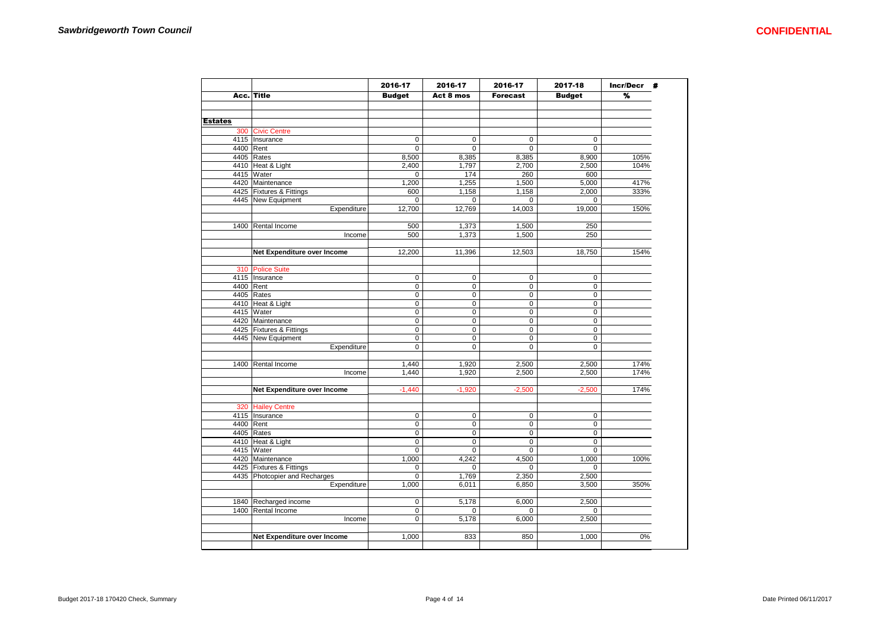| Acc. | Title | 2016-17 Budget | 2016-17 Act 8 mos | 2016-17 Forecast | 2017-18 Budget | Incr/Decr % |
|---|---|---|---|---|---|---|
| **Estates** | | | | | | |
| 300 | Civic Centre | | | | | |
| 4115 | Insurance | 0 | 0 | 0 | 0 | |
| 4400 | Rent | 0 | 0 | 0 | 0 | |
| 4405 | Rates | 8,500 | 8,385 | 8,385 | 8,900 | 105% |
| 4410 | Heat & Light | 2,400 | 1,797 | 2,700 | 2,500 | 104% |
| 4415 | Water | 0 | 174 | 260 | 600 | |
| 4420 | Maintenance | 1,200 | 1,255 | 1,500 | 5,000 | 417% |
| 4425 | Fixtures & Fittings | 600 | 1,158 | 1,158 | 2,000 | 333% |
| 4445 | New Equipment | 0 | 0 | 0 | 0 | |
| | Expenditure | 12,700 | 12,769 | 14,003 | 19,000 | 150% |
| 1400 | Rental Income | 500 | 1,373 | 1,500 | 250 | |
| | Income | 500 | 1,373 | 1,500 | 250 | |
| | **Net Expenditure over Income** | 12,200 | 11,396 | 12,503 | 18,750 | 154% |
| 310 | Police Suite | | | | | |
| 4115 | Insurance | 0 | 0 | 0 | 0 | |
| 4400 | Rent | 0 | 0 | 0 | 0 | |
| 4405 | Rates | 0 | 0 | 0 | 0 | |
| 4410 | Heat & Light | 0 | 0 | 0 | 0 | |
| 4415 | Water | 0 | 0 | 0 | 0 | |
| 4420 | Maintenance | 0 | 0 | 0 | 0 | |
| 4425 | Fixtures & Fittings | 0 | 0 | 0 | 0 | |
| 4445 | New Equipment | 0 | 0 | 0 | 0 | |
| | Expenditure | 0 | 0 | 0 | 0 | |
| 1400 | Rental Income | 1,440 | 1,920 | 2,500 | 2,500 | 174% |
| | Income | 1,440 | 1,920 | 2,500 | 2,500 | 174% |
| | **Net Expenditure over Income** | -1,440 | -1,920 | -2,500 | -2,500 | 174% |
| 320 | Hailey Centre | | | | | |
| 4115 | Insurance | 0 | 0 | 0 | 0 | |
| 4400 | Rent | 0 | 0 | 0 | 0 | |
| 4405 | Rates | 0 | 0 | 0 | 0 | |
| 4410 | Heat & Light | 0 | 0 | 0 | 0 | |
| 4415 | Water | 0 | 0 | 0 | 0 | |
| 4420 | Maintenance | 1,000 | 4,242 | 4,500 | 1,000 | 100% |
| 4425 | Fixtures & Fittings | 0 | 0 | 0 | 0 | |
| 4435 | Photcopier and Recharges | 0 | 1,769 | 2,350 | 2,500 | |
| | Expenditure | 1,000 | 6,011 | 6,850 | 3,500 | 350% |
| 1840 | Recharged income | 0 | 5,178 | 6,000 | 2,500 | |
| 1400 | Rental Income | 0 | 0 | 0 | 0 | |
| | Income | 0 | 5,178 | 6,000 | 2,500 | |
| | **Net Expenditure over Income** | 1,000 | 833 | 850 | 1,000 | 0% |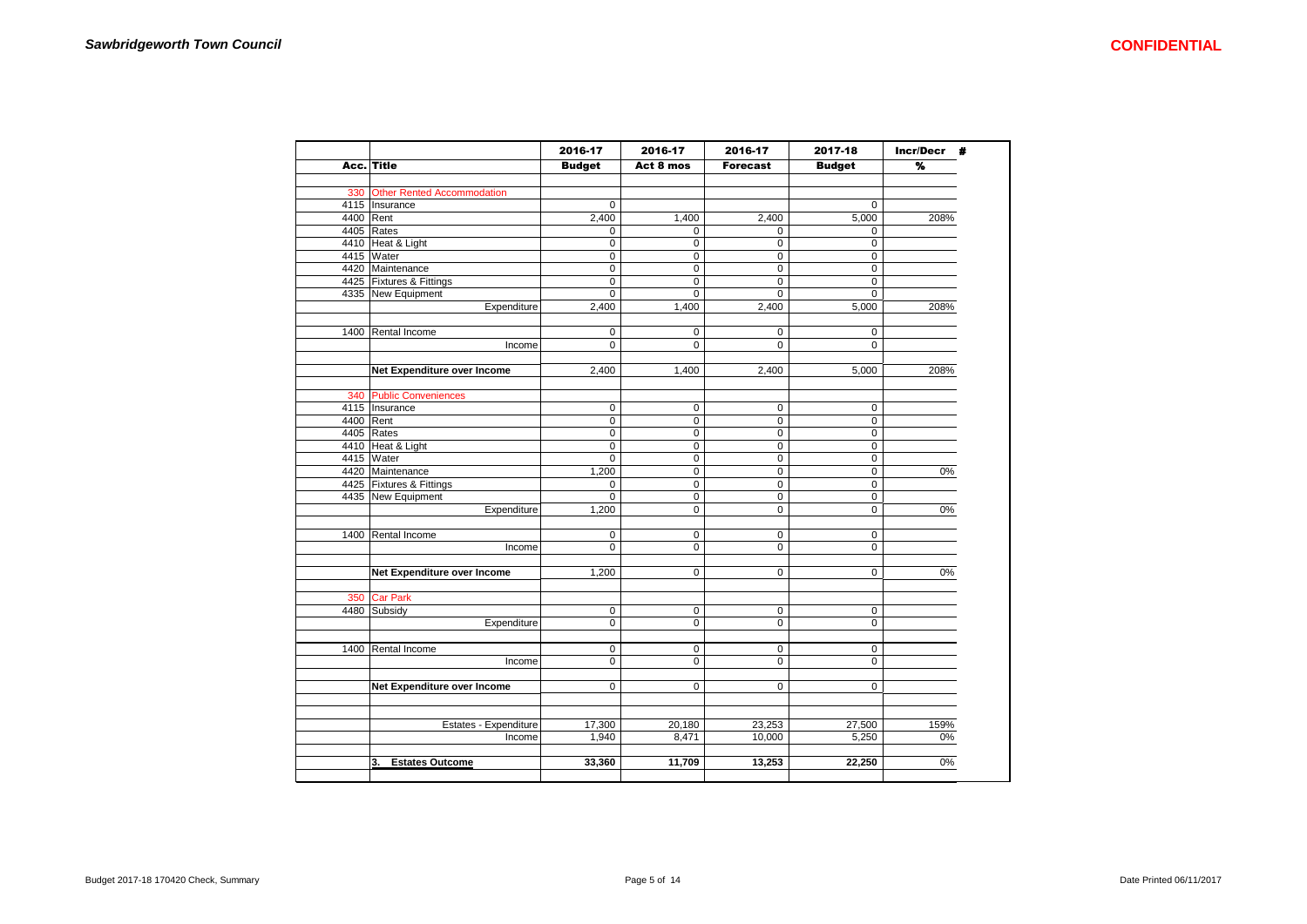# Sawbridgeworth Town Council

**CONFIDENTIAL**

| Acc. | Title | 2016-17 Budget | 2016-17 Act 8 mos | 2016-17 Forecast | 2017-18 Budget | Incr/Decr % |
|---|---|---|---|---|---|---|
| 330 | Other Rented Accommodation | | | | | |
| 4115 | Insurance | 0 | | | 0 | |
| 4400 | Rent | 2,400 | 1,400 | 2,400 | 5,000 | 208% |
| 4405 | Rates | 0 | 0 | 0 | 0 | |
| 4410 | Heat & Light | 0 | 0 | 0 | 0 | |
| 4415 | Water | 0 | 0 | 0 | 0 | |
| 4420 | Maintenance | 0 | 0 | 0 | 0 | |
| 4425 | Fixtures & Fittings | 0 | 0 | 0 | 0 | |
| 4335 | New Equipment | 0 | 0 | 0 | 0 | |
| | Expenditure | 2,400 | 1,400 | 2,400 | 5,000 | 208% |
| 1400 | Rental Income | 0 | 0 | 0 | 0 | |
| | Income | 0 | 0 | 0 | 0 | |
| | **Net Expenditure over Income** | 2,400 | 1,400 | 2,400 | 5,000 | 208% |
| 340 | Public Conveniences | | | | | |
| 4115 | Insurance | 0 | 0 | 0 | 0 | |
| 4400 | Rent | 0 | 0 | 0 | 0 | |
| 4405 | Rates | 0 | 0 | 0 | 0 | |
| 4410 | Heat & Light | 0 | 0 | 0 | 0 | |
| 4415 | Water | 0 | 0 | 0 | 0 | |
| 4420 | Maintenance | 1,200 | 0 | 0 | 0 | 0% |
| 4425 | Fixtures & Fittings | 0 | 0 | 0 | 0 | |
| 4435 | New Equipment | 0 | 0 | 0 | 0 | |
| | Expenditure | 1,200 | 0 | 0 | 0 | 0% |
| 1400 | Rental Income | 0 | 0 | 0 | 0 | |
| | Income | 0 | 0 | 0 | 0 | |
| | **Net Expenditure over Income** | 1,200 | 0 | 0 | 0 | 0% |
| 350 | Car Park | | | | | |
| 4480 | Subsidy | 0 | 0 | 0 | 0 | |
| | Expenditure | 0 | 0 | 0 | 0 | |
| 1400 | Rental Income | 0 | 0 | 0 | 0 | |
| | Income | 0 | 0 | 0 | 0 | |
| | **Net Expenditure over Income** | 0 | 0 | 0 | 0 | |
| | Estates - Expenditure | 17,300 | 20,180 | 23,253 | 27,500 | 159% |
| | Income | 1,940 | 8,471 | 10,000 | 5,250 | 0% |
| | **3. Estates Outcome** | **33,360** | **11,709** | **13,253** | **22,250** | 0% |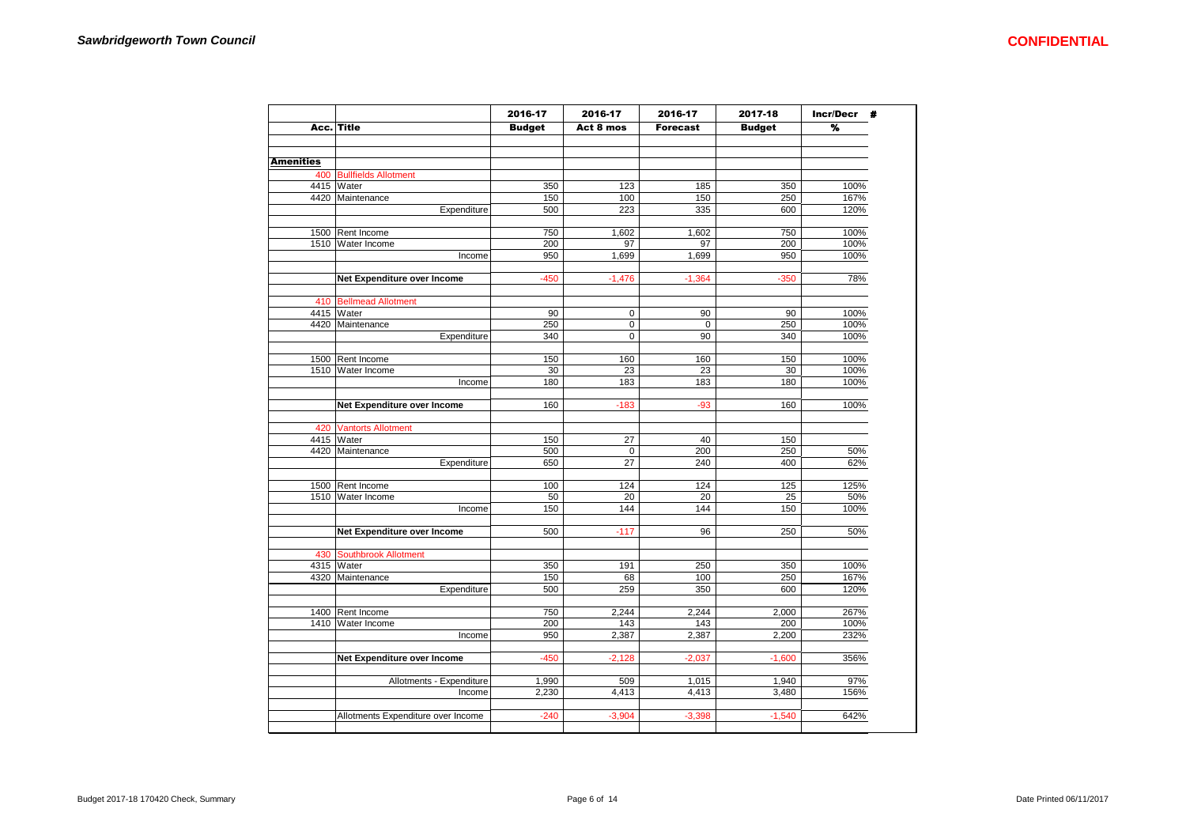| | | 2016-17 | 2016-17 | 2016-17 | 2017-18 | Incr/Decr # |
|---|---|---|---|---|---|---|
| Acc. | Title | Budget | Act 8 mos | Forecast | Budget | % |
| | | | | | | |
| **Amenities** | | | | | | |
| 400 | Bullfields Allotment | | | | | |
| 4415 | Water | 350 | 123 | 185 | 350 | 100% |
| 4420 | Maintenance | 150 | 100 | 150 | 250 | 167% |
| | Expenditure | 500 | 223 | 335 | 600 | 120% |
| | | | | | | |
| 1500 | Rent Income | 750 | 1,602 | 1,602 | 750 | 100% |
| 1510 | Water Income | 200 | 97 | 97 | 200 | 100% |
| | Income | 950 | 1,699 | 1,699 | 950 | 100% |
| | | | | | | |
| | **Net Expenditure over Income** | -450 | -1,476 | -1,364 | -350 | 78% |
| | | | | | | |
| 410 | Bellmead Allotment | | | | | |
| 4415 | Water | 90 | 0 | 90 | 90 | 100% |
| 4420 | Maintenance | 250 | 0 | 0 | 250 | 100% |
| | Expenditure | 340 | 0 | 90 | 340 | 100% |
| | | | | | | |
| 1500 | Rent Income | 150 | 160 | 160 | 150 | 100% |
| 1510 | Water Income | 30 | 23 | 23 | 30 | 100% |
| | Income | 180 | 183 | 183 | 180 | 100% |
| | | | | | | |
| | **Net Expenditure over Income** | 160 | -183 | -93 | 160 | 100% |
| | | | | | | |
| 420 | Vantorts Allotment | | | | | |
| 4415 | Water | 150 | 27 | 40 | 150 | |
| 4420 | Maintenance | 500 | 0 | 200 | 250 | 50% |
| | Expenditure | 650 | 27 | 240 | 400 | 62% |
| | | | | | | |
| 1500 | Rent Income | 100 | 124 | 124 | 125 | 125% |
| 1510 | Water Income | 50 | 20 | 20 | 25 | 50% |
| | Income | 150 | 144 | 144 | 150 | 100% |
| | | | | | | |
| | **Net Expenditure over Income** | 500 | -117 | 96 | 250 | 50% |
| | | | | | | |
| 430 | Southbrook Allotment | | | | | |
| 4315 | Water | 350 | 191 | 250 | 350 | 100% |
| 4320 | Maintenance | 150 | 68 | 100 | 250 | 167% |
| | Expenditure | 500 | 259 | 350 | 600 | 120% |
| | | | | | | |
| 1400 | Rent Income | 750 | 2,244 | 2,244 | 2,000 | 267% |
| 1410 | Water Income | 200 | 143 | 143 | 200 | 100% |
| | Income | 950 | 2,387 | 2,387 | 2,200 | 232% |
| | | | | | | |
| | **Net Expenditure over Income** | -450 | -2,128 | -2,037 | -1,600 | 356% |
| | | | | | | |
| | Allotments - Expenditure | 1,990 | 509 | 1,015 | 1,940 | 97% |
| | Income | 2,230 | 4,413 | 4,413 | 3,480 | 156% |
| | | | | | | |
| | Allotments Expenditure over Income | -240 | -3,904 | -3,398 | -1,540 | 642% |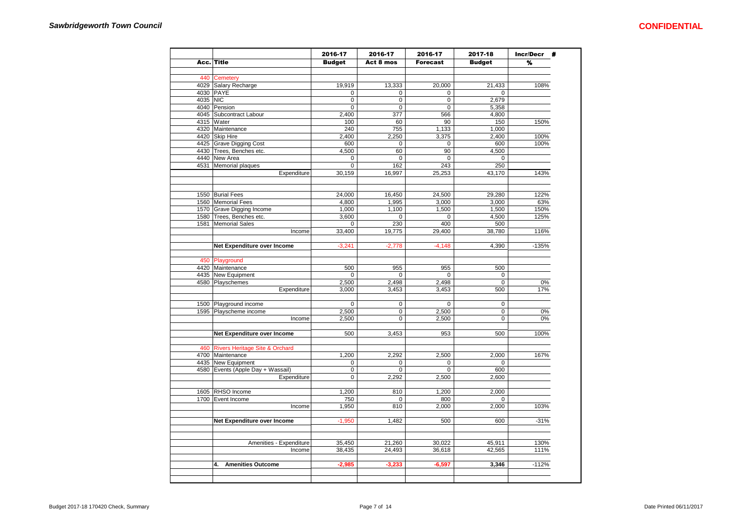# Sawbridgeworth Town Council

**CONFIDENTIAL**

| Acc. | Title | 2016-17 Budget | 2016-17 Act 8 mos | 2016-17 Forecast | 2017-18 Budget | Incr/Decr % |
|---|---|---|---|---|---|---|
| 440 | Cemetery | | | | | |
| 4029 | Salary Recharge | 19,919 | 13,333 | 20,000 | 21,433 | 108% |
| 4030 | PAYE | 0 | 0 | 0 | 0 | |
| 4035 | NIC | 0 | 0 | 0 | 2,679 | |
| 4040 | Pension | 0 | 0 | 0 | 5,358 | |
| 4045 | Subcontract Labour | 2,400 | 377 | 566 | 4,800 | |
| 4315 | Water | 100 | 60 | 90 | 150 | 150% |
| 4320 | Maintenance | 240 | 755 | 1,133 | 1,000 | |
| 4420 | Skip Hire | 2,400 | 2,250 | 3,375 | 2,400 | 100% |
| 4425 | Grave Digging Cost | 600 | 0 | 0 | 600 | 100% |
| 4430 | Trees, Benches etc. | 4,500 | 60 | 90 | 4,500 | |
| 4440 | New Area | 0 | 0 | 0 | 0 | |
| 4531 | Memorial plaques | 0 | 162 | 243 | 250 | |
| | Expenditure | 30,159 | 16,997 | 25,253 | 43,170 | 143% |
| 1550 | Burial Fees | 24,000 | 16,450 | 24,500 | 29,280 | 122% |
| 1560 | Memorial Fees | 4,800 | 1,995 | 3,000 | 3,000 | 63% |
| 1570 | Grave Digging Income | 1,000 | 1,100 | 1,500 | 1,500 | 150% |
| 1580 | Trees, Benches etc. | 3,600 | 0 | 0 | 4,500 | 125% |
| 1581 | Memorial Sales | 0 | 230 | 400 | 500 | |
| | Income | 33,400 | 19,775 | 29,400 | 38,780 | 116% |
| | **Net Expenditure over Income** | -3,241 | -2,778 | -4,148 | 4,390 | -135% |
| 450 | Playground | | | | | |
| 4420 | Maintenance | 500 | 955 | 955 | 500 | |
| 4435 | New Equipment | 0 | 0 | 0 | 0 | |
| 4580 | Playschemes | 2,500 | 2,498 | 2,498 | 0 | 0% |
| | Expenditure | 3,000 | 3,453 | 3,453 | 500 | 17% |
| 1500 | Playground income | 0 | 0 | 0 | 0 | |
| 1595 | Playscheme income | 2,500 | 0 | 2,500 | 0 | 0% |
| | Income | 2,500 | 0 | 2,500 | 0 | 0% |
| | **Net Expenditure over Income** | 500 | 3,453 | 953 | 500 | 100% |
| 460 | Rivers Heritage Site & Orchard | | | | | |
| 4700 | Maintenance | 1,200 | 2,292 | 2,500 | 2,000 | 167% |
| 4435 | New Equipment | 0 | 0 | 0 | 0 | |
| 4580 | Events (Apple Day + Wassail) | 0 | 0 | 0 | 600 | |
| | Expenditure | 0 | 2,292 | 2,500 | 2,600 | |
| 1605 | RHSO Income | 1,200 | 810 | 1,200 | 2,000 | |
| 1700 | Event Income | 750 | 0 | 800 | 0 | |
| | Income | 1,950 | 810 | 2,000 | 2,000 | 103% |
| | **Net Expenditure over Income** | -1,950 | 1,482 | 500 | 600 | -31% |
| | Amenities - Expenditure | 35,450 | 21,260 | 30,022 | 45,911 | 130% |
| | Income | 38,435 | 24,493 | 36,618 | 42,565 | 111% |
| | **4. Amenities Outcome** | **-2,985** | **-3,233** | **-6,597** | **3,346** | -112% |

Budget 2017-18 170420 Check, Summary

Date Printed 06/11/2017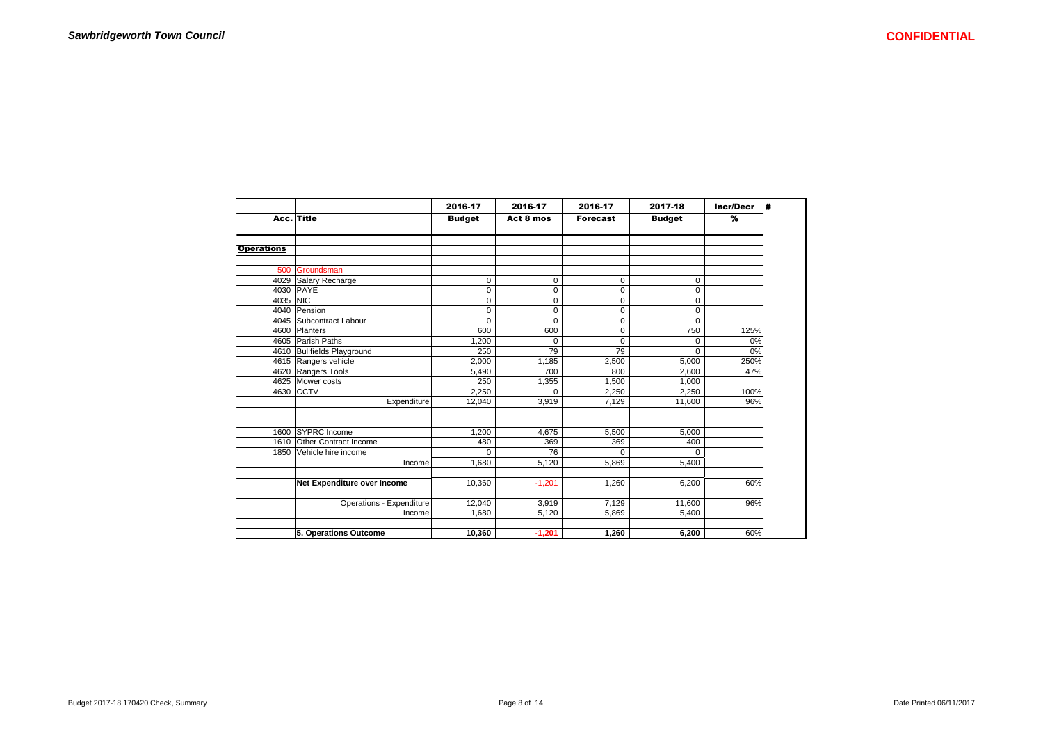| | | 2016-17 | 2016-17 | 2016-17 | 2017-18 | Incr/Decr # |
|---|---|---|---|---|---|---|
| Acc. | Title | Budget | Act 8 mos | Forecast | Budget | % |
| | | | | | | |
| Operations | | | | | | |
| | | | | | | |
| 500 | Groundsman | | | | | |
| 4029 | Salary Recharge | 0 | 0 | 0 | 0 | |
| 4030 | PAYE | 0 | 0 | 0 | 0 | |
| 4035 | NIC | 0 | 0 | 0 | 0 | |
| 4040 | Pension | 0 | 0 | 0 | 0 | |
| 4045 | Subcontract Labour | 0 | 0 | 0 | 0 | |
| 4600 | Planters | 600 | 600 | 0 | 750 | 125% |
| 4605 | Parish Paths | 1,200 | 0 | 0 | 0 | 0% |
| 4610 | Bullfields Playground | 250 | 79 | 79 | 0 | 0% |
| 4615 | Rangers vehicle | 2,000 | 1,185 | 2,500 | 5,000 | 250% |
| 4620 | Rangers Tools | 5,490 | 700 | 800 | 2,600 | 47% |
| 4625 | Mower costs | 250 | 1,355 | 1,500 | 1,000 | |
| 4630 | CCTV | 2,250 | 0 | 2,250 | 2,250 | 100% |
| | Expenditure | 12,040 | 3,919 | 7,129 | 11,600 | 96% |
| | | | | | | |
| | | | | | | |
| 1600 | SYPRC Income | 1,200 | 4,675 | 5,500 | 5,000 | |
| 1610 | Other Contract Income | 480 | 369 | 369 | 400 | |
| 1850 | Vehicle hire income | 0 | 76 | 0 | 0 | |
| | Income | 1,680 | 5,120 | 5,869 | 5,400 | |
| | | | | | | |
| | **Net Expenditure over Income** | 10,360 | -1,201 | 1,260 | 6,200 | 60% |
| | | | | | | |
| | Operations - Expenditure | 12,040 | 3,919 | 7,129 | 11,600 | 96% |
| | Income | 1,680 | 5,120 | 5,869 | 5,400 | |
| | | | | | | |
| | **5. Operations Outcome** | **10,360** | **-1,201** | **1,260** | **6,200** | 60% |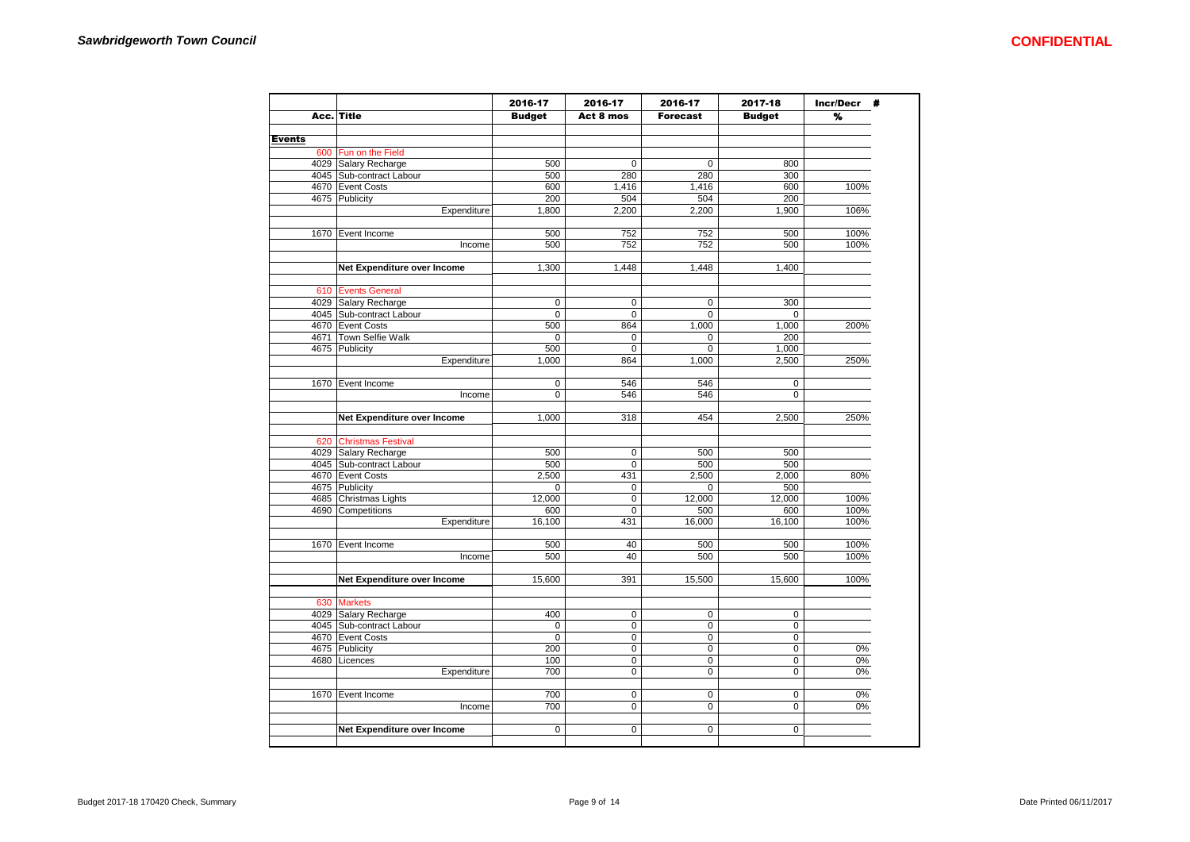| Acc. | Title | 2016-17 Budget | 2016-17 Act 8 mos | 2016-17 Forecast | 2017-18 Budget | Incr/Decr % |
|---|---|---|---|---|---|---|
| **Events** | | | | | | |
| 600 | Fun on the Field | | | | | |
| 4029 | Salary Recharge | 500 | 0 | 0 | 800 | |
| 4045 | Sub-contract Labour | 500 | 280 | 280 | 300 | |
| 4670 | Event Costs | 600 | 1,416 | 1,416 | 600 | 100% |
| 4675 | Publicity | 200 | 504 | 504 | 200 | |
| | Expenditure | 1,800 | 2,200 | 2,200 | 1,900 | 106% |
| 1670 | Event Income | 500 | 752 | 752 | 500 | 100% |
| | Income | 500 | 752 | 752 | 500 | 100% |
| | **Net Expenditure over Income** | 1,300 | 1,448 | 1,448 | 1,400 | |
| 610 | Events General | | | | | |
| 4029 | Salary Recharge | 0 | 0 | 0 | 300 | |
| 4045 | Sub-contract Labour | 0 | 0 | 0 | 0 | |
| 4670 | Event Costs | 500 | 864 | 1,000 | 1,000 | 200% |
| 4671 | Town Selfie Walk | 0 | 0 | 0 | 200 | |
| 4675 | Publicity | 500 | 0 | 0 | 1,000 | |
| | Expenditure | 1,000 | 864 | 1,000 | 2,500 | 250% |
| 1670 | Event Income | 0 | 546 | 546 | 0 | |
| | Income | 0 | 546 | 546 | 0 | |
| | **Net Expenditure over Income** | 1,000 | 318 | 454 | 2,500 | 250% |
| 620 | Christmas Festival | | | | | |
| 4029 | Salary Recharge | 500 | 0 | 500 | 500 | |
| 4045 | Sub-contract Labour | 500 | 0 | 500 | 500 | |
| 4670 | Event Costs | 2,500 | 431 | 2,500 | 2,000 | 80% |
| 4675 | Publicity | 0 | 0 | 0 | 500 | |
| 4685 | Christmas Lights | 12,000 | 0 | 12,000 | 12,000 | 100% |
| 4690 | Competitions | 600 | 0 | 500 | 600 | 100% |
| | Expenditure | 16,100 | 431 | 16,000 | 16,100 | 100% |
| 1670 | Event Income | 500 | 40 | 500 | 500 | 100% |
| | Income | 500 | 40 | 500 | 500 | 100% |
| | **Net Expenditure over Income** | 15,600 | 391 | 15,500 | 15,600 | 100% |
| 630 | Markets | | | | | |
| 4029 | Salary Recharge | 400 | 0 | 0 | 0 | |
| 4045 | Sub-contract Labour | 0 | 0 | 0 | 0 | |
| 4670 | Event Costs | 0 | 0 | 0 | 0 | |
| 4675 | Publicity | 200 | 0 | 0 | 0 | 0% |
| 4680 | Licences | 100 | 0 | 0 | 0 | 0% |
| | Expenditure | 700 | 0 | 0 | 0 | 0% |
| 1670 | Event Income | 700 | 0 | 0 | 0 | 0% |
| | Income | 700 | 0 | 0 | 0 | 0% |
| | **Net Expenditure over Income** | 0 | 0 | 0 | 0 | |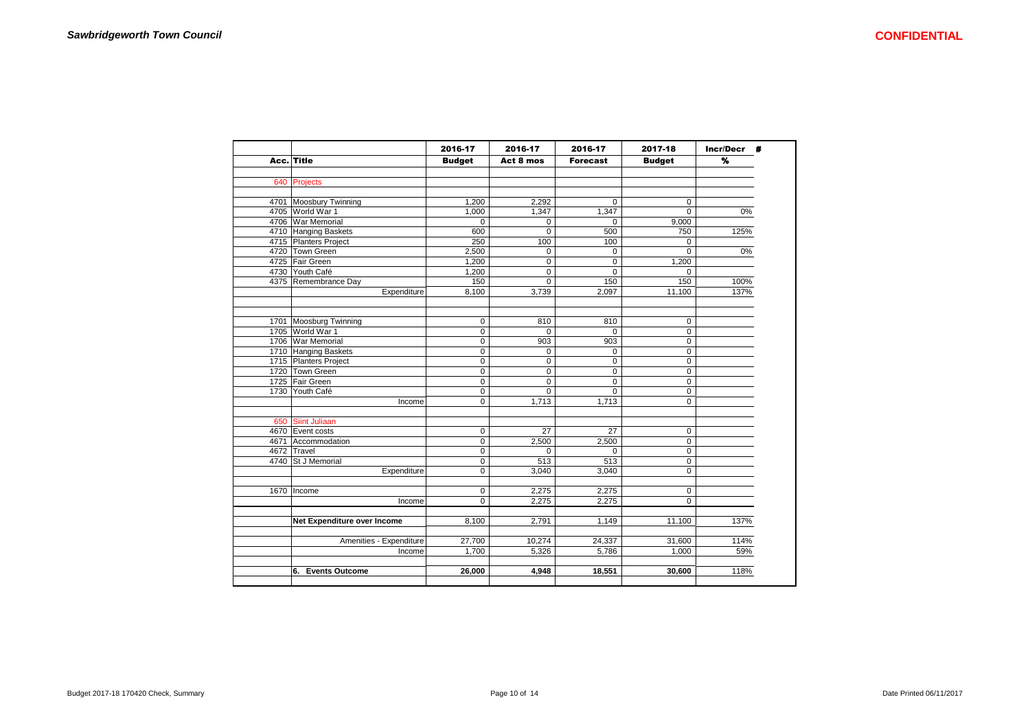| Acc. | Title | 2016-17 Budget | 2016-17 Act 8 mos | 2016-17 Forecast | 2017-18 Budget | Incr/Decr % |
|---|---|---|---|---|---|---|
| 640 | Projects | | | | | |
| 4701 | Moosbury Twinning | 1,200 | 2,292 | 0 | 0 | |
| 4705 | World War 1 | 1,000 | 1,347 | 1,347 | 0 | 0% |
| 4706 | War Memorial | 0 | 0 | 0 | 9,000 | |
| 4710 | Hanging Baskets | 600 | 0 | 500 | 750 | 125% |
| 4715 | Planters Project | 250 | 100 | 100 | 0 | |
| 4720 | Town Green | 2,500 | 0 | 0 | 0 | 0% |
| 4725 | Fair Green | 1,200 | 0 | 0 | 1,200 | |
| 4730 | Youth Café | 1,200 | 0 | 0 | 0 | |
| 4375 | Remembrance Day | 150 | 0 | 150 | 150 | 100% |
| | Expenditure | 8,100 | 3,739 | 2,097 | 11,100 | 137% |
| 1701 | Moosburg Twinning | 0 | 810 | 810 | 0 | |
| 1705 | World War 1 | 0 | 0 | 0 | 0 | |
| 1706 | War Memorial | 0 | 903 | 903 | 0 | |
| 1710 | Hanging Baskets | 0 | 0 | 0 | 0 | |
| 1715 | Planters Project | 0 | 0 | 0 | 0 | |
| 1720 | Town Green | 0 | 0 | 0 | 0 | |
| 1725 | Fair Green | 0 | 0 | 0 | 0 | |
| 1730 | Youth Café | 0 | 0 | 0 | 0 | |
| | Income | 0 | 1,713 | 1,713 | 0 | |
| 650 | Siint Juliaan | | | | | |
| 4670 | Event costs | 0 | 27 | 27 | 0 | |
| 4671 | Accommodation | 0 | 2,500 | 2,500 | 0 | |
| 4672 | Travel | 0 | 0 | 0 | 0 | |
| 4740 | St J Memorial | 0 | 513 | 513 | 0 | |
| | Expenditure | 0 | 3,040 | 3,040 | 0 | |
| 1670 | Income | 0 | 2,275 | 2,275 | 0 | |
| | Income | 0 | 2,275 | 2,275 | 0 | |
| | **Net Expenditure over Income** | 8,100 | 2,791 | 1,149 | 11,100 | 137% |
| | Amenities - Expenditure | 27,700 | 10,274 | 24,337 | 31,600 | 114% |
| | Income | 1,700 | 5,326 | 5,786 | 1,000 | 59% |
| | **6. Events Outcome** | **26,000** | **4,948** | **18,551** | **30,600** | 118% |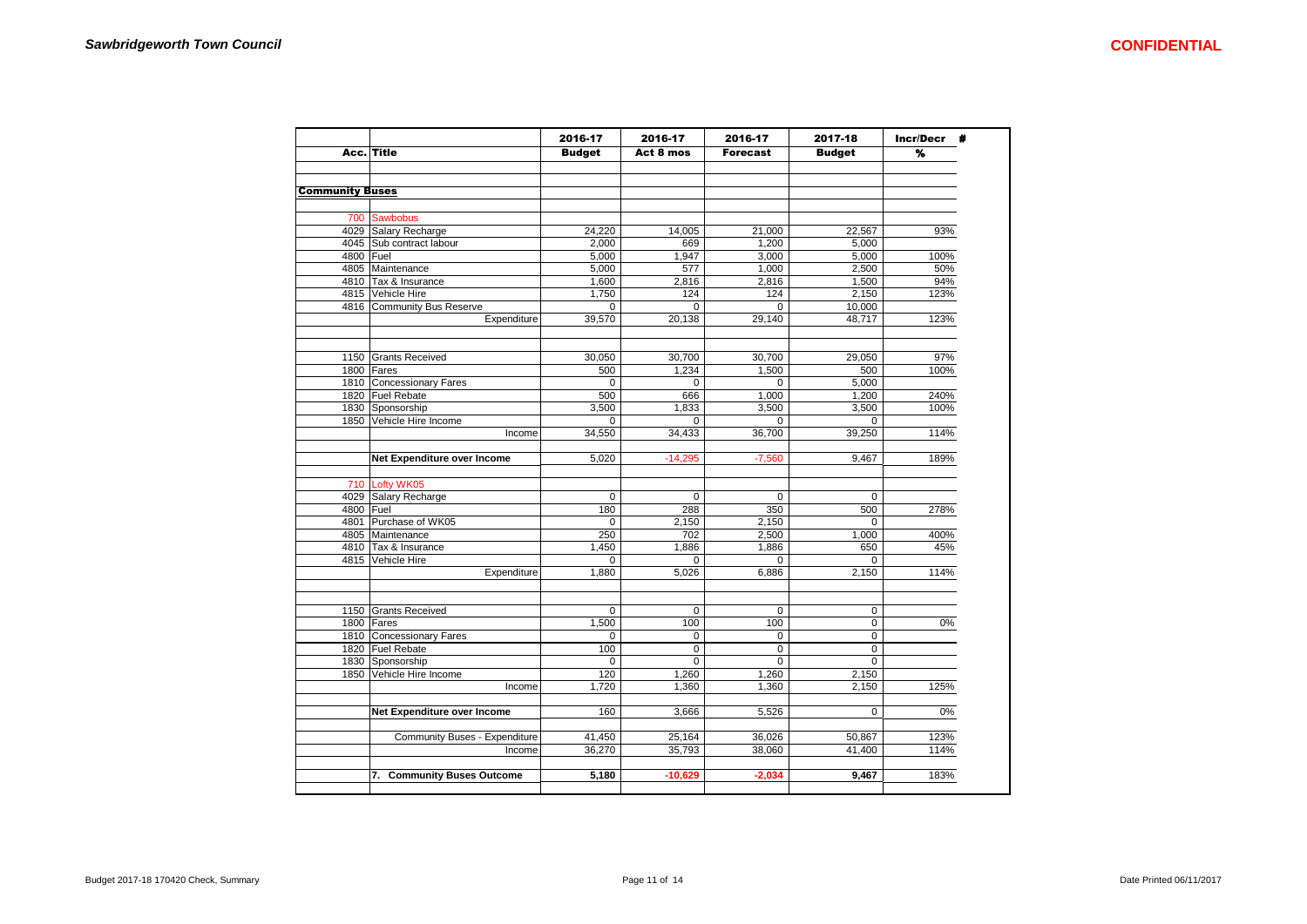**Sawbridgeworth Town Council**

**CONFIDENTIAL**

| Acc. | Title | 2016-17 Budget | 2016-17 Act 8 mos | 2016-17 Forecast | 2017-18 Budget | Incr/Decr % |
|---|---|---|---|---|---|---|
| **Community Buses** | | | | | | |
| 700 | Sawbobus | | | | | |
| 4029 | Salary Recharge | 24,220 | 14,005 | 21,000 | 22,567 | 93% |
| 4045 | Sub contract labour | 2,000 | 669 | 1,200 | 5,000 | |
| 4800 | Fuel | 5,000 | 1,947 | 3,000 | 5,000 | 100% |
| 4805 | Maintenance | 5,000 | 577 | 1,000 | 2,500 | 50% |
| 4810 | Tax & Insurance | 1,600 | 2,816 | 2,816 | 1,500 | 94% |
| 4815 | Vehicle Hire | 1,750 | 124 | 124 | 2,150 | 123% |
| 4816 | Community Bus Reserve | 0 | 0 | 0 | 10,000 | |
| | Expenditure | 39,570 | 20,138 | 29,140 | 48,717 | 123% |
| 1150 | Grants Received | 30,050 | 30,700 | 30,700 | 29,050 | 97% |
| 1800 | Fares | 500 | 1,234 | 1,500 | 500 | 100% |
| 1810 | Concessionary Fares | 0 | 0 | 0 | 5,000 | |
| 1820 | Fuel Rebate | 500 | 666 | 1,000 | 1,200 | 240% |
| 1830 | Sponsorship | 3,500 | 1,833 | 3,500 | 3,500 | 100% |
| 1850 | Vehicle Hire Income | 0 | 0 | 0 | 0 | |
| | Income | 34,550 | 34,433 | 36,700 | 39,250 | 114% |
| | **Net Expenditure over Income** | 5,020 | -14,295 | -7,560 | 9,467 | 189% |
| 710 | Lofty WK05 | | | | | |
| 4029 | Salary Recharge | 0 | 0 | 0 | 0 | |
| 4800 | Fuel | 180 | 288 | 350 | 500 | 278% |
| 4801 | Purchase of WK05 | 0 | 2,150 | 2,150 | 0 | |
| 4805 | Maintenance | 250 | 702 | 2,500 | 1,000 | 400% |
| 4810 | Tax & Insurance | 1,450 | 1,886 | 1,886 | 650 | 45% |
| 4815 | Vehicle Hire | 0 | 0 | 0 | 0 | |
| | Expenditure | 1,880 | 5,026 | 6,886 | 2,150 | 114% |
| 1150 | Grants Received | 0 | 0 | 0 | 0 | |
| 1800 | Fares | 1,500 | 100 | 100 | 0 | 0% |
| 1810 | Concessionary Fares | 0 | 0 | 0 | 0 | |
| 1820 | Fuel Rebate | 100 | 0 | 0 | 0 | |
| 1830 | Sponsorship | 0 | 0 | 0 | 0 | |
| 1850 | Vehicle Hire Income | 120 | 1,260 | 1,260 | 2,150 | |
| | Income | 1,720 | 1,360 | 1,360 | 2,150 | 125% |
| | **Net Expenditure over Income** | 160 | 3,666 | 5,526 | 0 | 0% |
| | Community Buses - Expenditure | 41,450 | 25,164 | 36,026 | 50,867 | 123% |
| | Income | 36,270 | 35,793 | 38,060 | 41,400 | 114% |
| | **7. Community Buses Outcome** | **5,180** | **-10,629** | **-2,034** | **9,467** | 183% |

Budget 2017-18 170420 Check, Summary

Date Printed 06/11/2017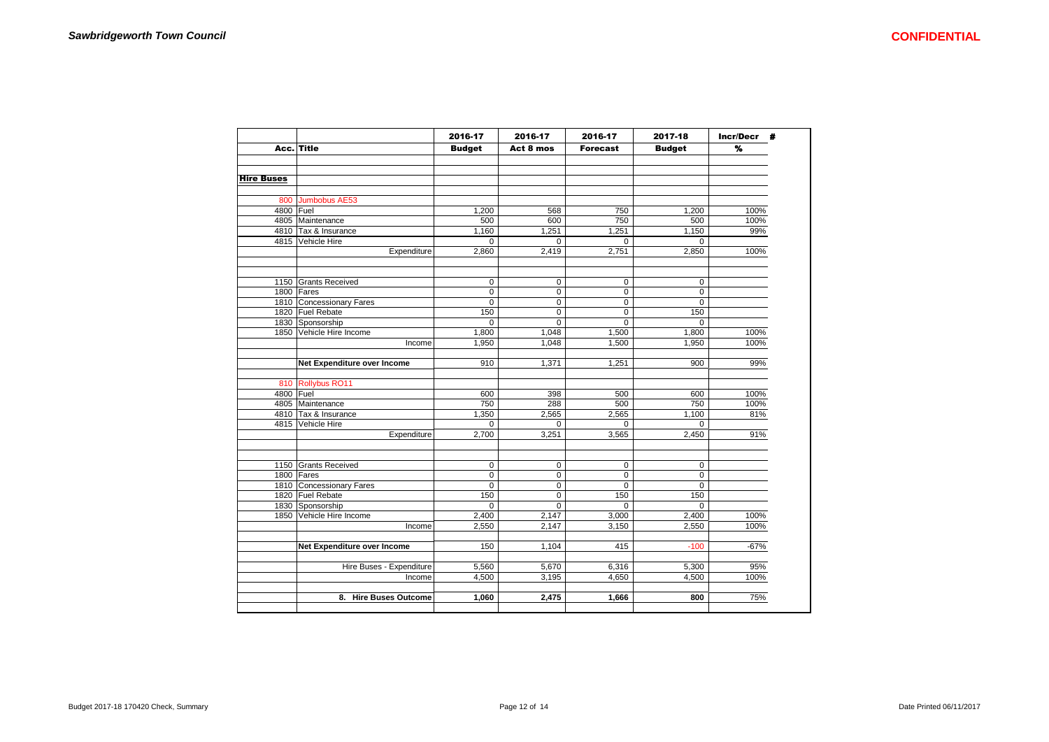**Sawbridgeworth Town Council**

**CONFIDENTIAL**

| | | 2016-17 | 2016-17 | 2016-17 | 2017-18 | Incr/Decr | # |
|---|---|---|---|---|---|---|---|
| **Acc.** | **Title** | **Budget** | **Act 8 mos** | **Forecast** | **Budget** | **%** | |
| | | | | | | | |
| **Hire Buses** | | | | | | | |
| | | | | | | | |
| 800 | Jumbobus AE53 | | | | | | |
| 4800 | Fuel | 1,200 | 568 | 750 | 1,200 | 100% | |
| 4805 | Maintenance | 500 | 600 | 750 | 500 | 100% | |
| 4810 | Tax & Insurance | 1,160 | 1,251 | 1,251 | 1,150 | 99% | |
| 4815 | Vehicle Hire | 0 | 0 | 0 | 0 | | |
| | Expenditure | 2,860 | 2,419 | 2,751 | 2,850 | 100% | |
| | | | | | | | |
| 1150 | Grants Received | 0 | 0 | 0 | 0 | | |
| 1800 | Fares | 0 | 0 | 0 | 0 | | |
| 1810 | Concessionary Fares | 0 | 0 | 0 | 0 | | |
| 1820 | Fuel Rebate | 150 | 0 | 0 | 150 | | |
| 1830 | Sponsorship | 0 | 0 | 0 | 0 | | |
| 1850 | Vehicle Hire Income | 1,800 | 1,048 | 1,500 | 1,800 | 100% | |
| | Income | 1,950 | 1,048 | 1,500 | 1,950 | 100% | |
| | | | | | | | |
| | **Net Expenditure over Income** | 910 | 1,371 | 1,251 | 900 | 99% | |
| | | | | | | | |
| 810 | Rollybus RO11 | | | | | | |
| 4800 | Fuel | 600 | 398 | 500 | 600 | 100% | |
| 4805 | Maintenance | 750 | 288 | 500 | 750 | 100% | |
| 4810 | Tax & Insurance | 1,350 | 2,565 | 2,565 | 1,100 | 81% | |
| 4815 | Vehicle Hire | 0 | 0 | 0 | 0 | | |
| | Expenditure | 2,700 | 3,251 | 3,565 | 2,450 | 91% | |
| | | | | | | | |
| 1150 | Grants Received | 0 | 0 | 0 | 0 | | |
| 1800 | Fares | 0 | 0 | 0 | 0 | | |
| 1810 | Concessionary Fares | 0 | 0 | 0 | 0 | | |
| 1820 | Fuel Rebate | 150 | 0 | 150 | 150 | | |
| 1830 | Sponsorship | 0 | 0 | 0 | 0 | | |
| 1850 | Vehicle Hire Income | 2,400 | 2,147 | 3,000 | 2,400 | 100% | |
| | Income | 2,550 | 2,147 | 3,150 | 2,550 | 100% | |
| | | | | | | | |
| | **Net Expenditure over Income** | 150 | 1,104 | 415 | -100 | -67% | |
| | | | | | | | |
| | Hire Buses - Expenditure | 5,560 | 5,670 | 6,316 | 5,300 | 95% | |
| | Income | 4,500 | 3,195 | 4,650 | 4,500 | 100% | |
| | | | | | | | |
| | **8. Hire Buses Outcome** | **1,060** | **2,475** | **1,666** | **800** | 75% | |

Budget 2017-18 170420 Check, Summary

Date Printed 06/11/2017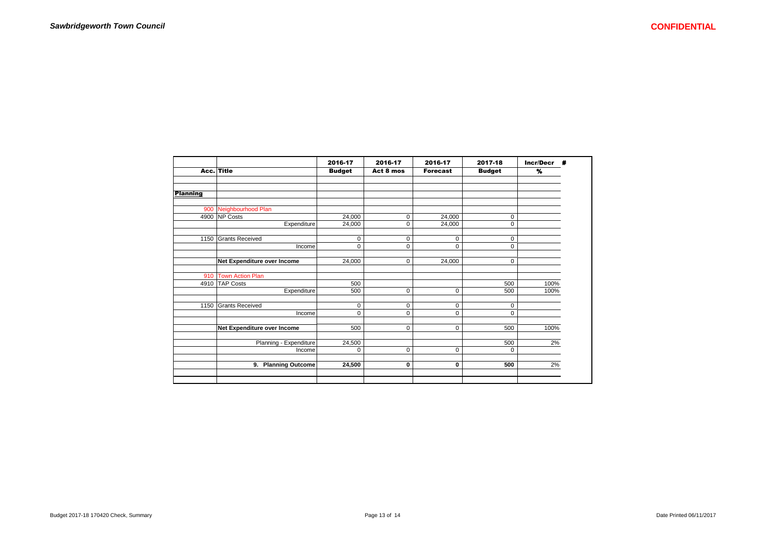*Sawbridgeworth Town Council*

**CONFIDENTIAL**

| | | 2016-17 | 2016-17 | 2016-17 | 2017-18 | Incr/Decr # |
|---|---|---|---|---|---|---|
| Acc. | Title | Budget | Act 8 mos | Forecast | Budget | % |
| | | | | | | |
| **Planning** | | | | | | |
| | | | | | | |
| 900 | Neighbourhood Plan | | | | | |
| 4900 | NP Costs | 24,000 | 0 | 24,000 | 0 | |
| | Expenditure | 24,000 | 0 | 24,000 | 0 | |
| | | | | | | |
| 1150 | Grants Received | 0 | 0 | 0 | 0 | |
| | Income | 0 | 0 | 0 | 0 | |
| | | | | | | |
| | **Net Expenditure over Income** | 24,000 | 0 | 24,000 | 0 | |
| | | | | | | |
| 910 | Town Action Plan | | | | | |
| 4910 | TAP Costs | 500 | | | 500 | 100% |
| | Expenditure | 500 | 0 | 0 | 500 | 100% |
| | | | | | | |
| 1150 | Grants Received | 0 | 0 | 0 | 0 | |
| | Income | 0 | 0 | 0 | 0 | |
| | | | | | | |
| | **Net Expenditure over Income** | 500 | 0 | 0 | 500 | 100% |
| | | | | | | |
| | Planning - Expenditure | 24,500 | | | 500 | 2% |
| | Income | 0 | 0 | 0 | 0 | |
| | | | | | | |
| | **9. Planning Outcome** | **24,500** | **0** | **0** | **500** | 2% |

Budget 2017-18 170420 Check, Summary

Date Printed 06/11/2017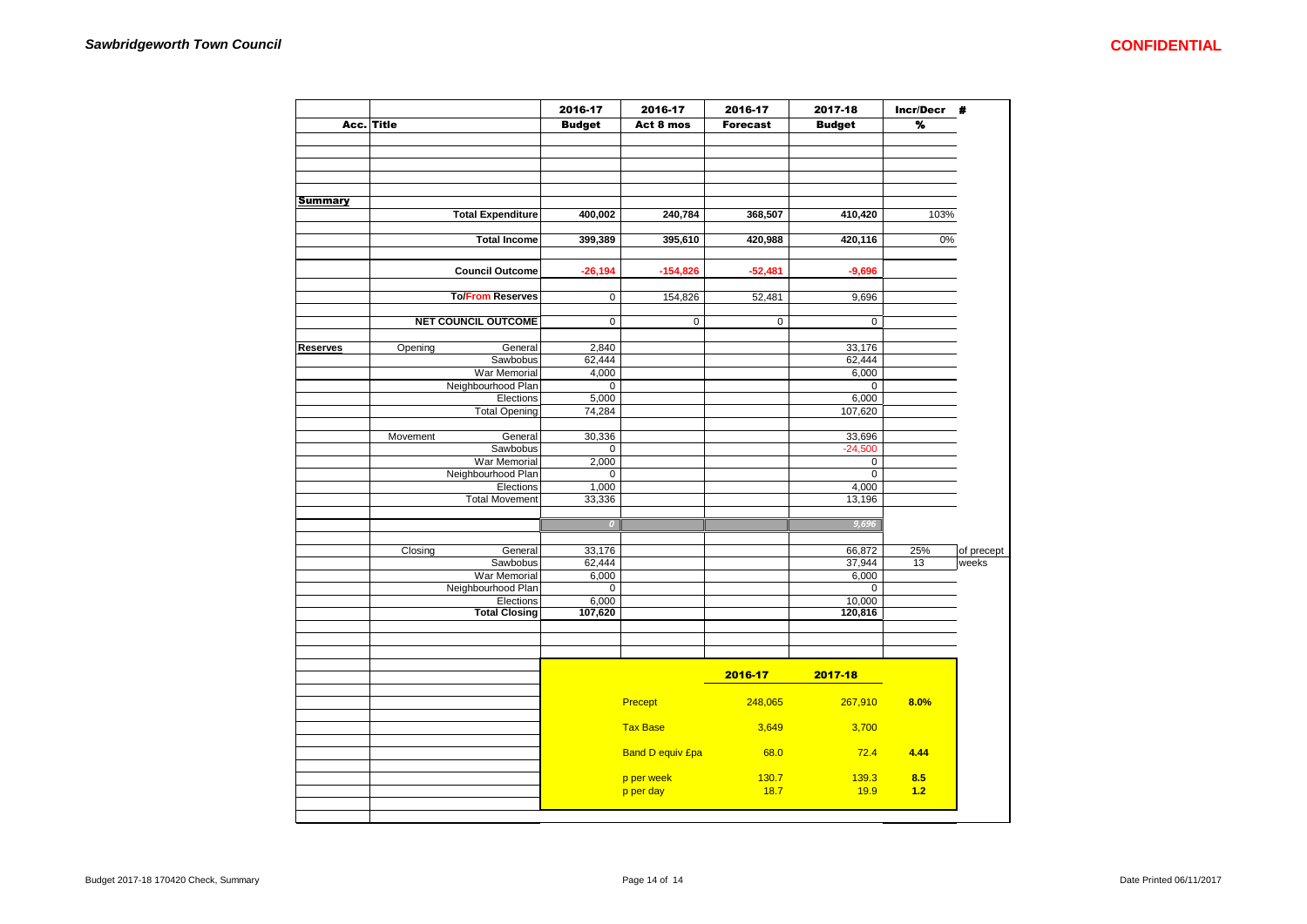*Sawbridgeworth Town Council*

**CONFIDENTIAL**

| | | 2016-17 | 2016-17 | 2016-17 | 2017-18 | Incr/Decr | # |
|---|---|---|---|---|---|---|---|
| Acc. | Title | Budget | Act 8 mos | Forecast | Budget | % | |
| **Summary** | | | | | | | |
| | **Total Expenditure** | **400,002** | **240,784** | **368,507** | **410,420** | 103% | |
| | **Total Income** | **399,389** | **395,610** | **420,988** | **420,116** | 0% | |
| | **Council Outcome** | **-26,194** | **-154,826** | **-52,481** | **-9,696** | | |
| | **To/From Reserves** | 0 | 154,826 | 52,481 | 9,696 | | |
| | **NET COUNCIL OUTCOME** | 0 | 0 | 0 | 0 | | |
| **Reserves** | Opening General | 2,840 | | | 33,176 | | |
| | Sawbobus | 62,444 | | | 62,444 | | |
| | War Memorial | 4,000 | | | 6,000 | | |
| | Neighbourhood Plan | 0 | | | 0 | | |
| | Elections | 5,000 | | | 6,000 | | |
| | Total Opening | 74,284 | | | 107,620 | | |
| | Movement General | 30,336 | | | 33,696 | | |
| | Sawbobus | 0 | | | -24,500 | | |
| | War Memorial | 2,000 | | | 0 | | |
| | Neighbourhood Plan | 0 | | | 0 | | |
| | Elections | 1,000 | | | 4,000 | | |
| | Total Movement | 33,336 | | | 13,196 | | |
| | | *0* | | | *9,696* | | |
| | Closing General | 33,176 | | | 66,872 | 25% | of precept |
| | Sawbobus | 62,444 | | | 37,944 | 13 | weeks |
| | War Memorial | 6,000 | | | 6,000 | | |
| | Neighbourhood Plan | 0 | | | 0 | | |
| | Elections | 6,000 | | | 10,000 | | |
| | **Total Closing** | **107,620** | | | **120,816** | | |

| | 2016-17 | 2017-18 | |
|---|---|---|---|
| Precept | 248,065 | 267,910 | **8.0%** |
| Tax Base | 3,649 | 3,700 | |
| Band D equiv £pa | 68.0 | 72.4 | **4.44** |
| p per week | 130.7 | 139.3 | **8.5** |
| p per day | 18.7 | 19.9 | **1.2** |

Budget 2017-18 170420 Check, Summary

Date Printed 06/11/2017